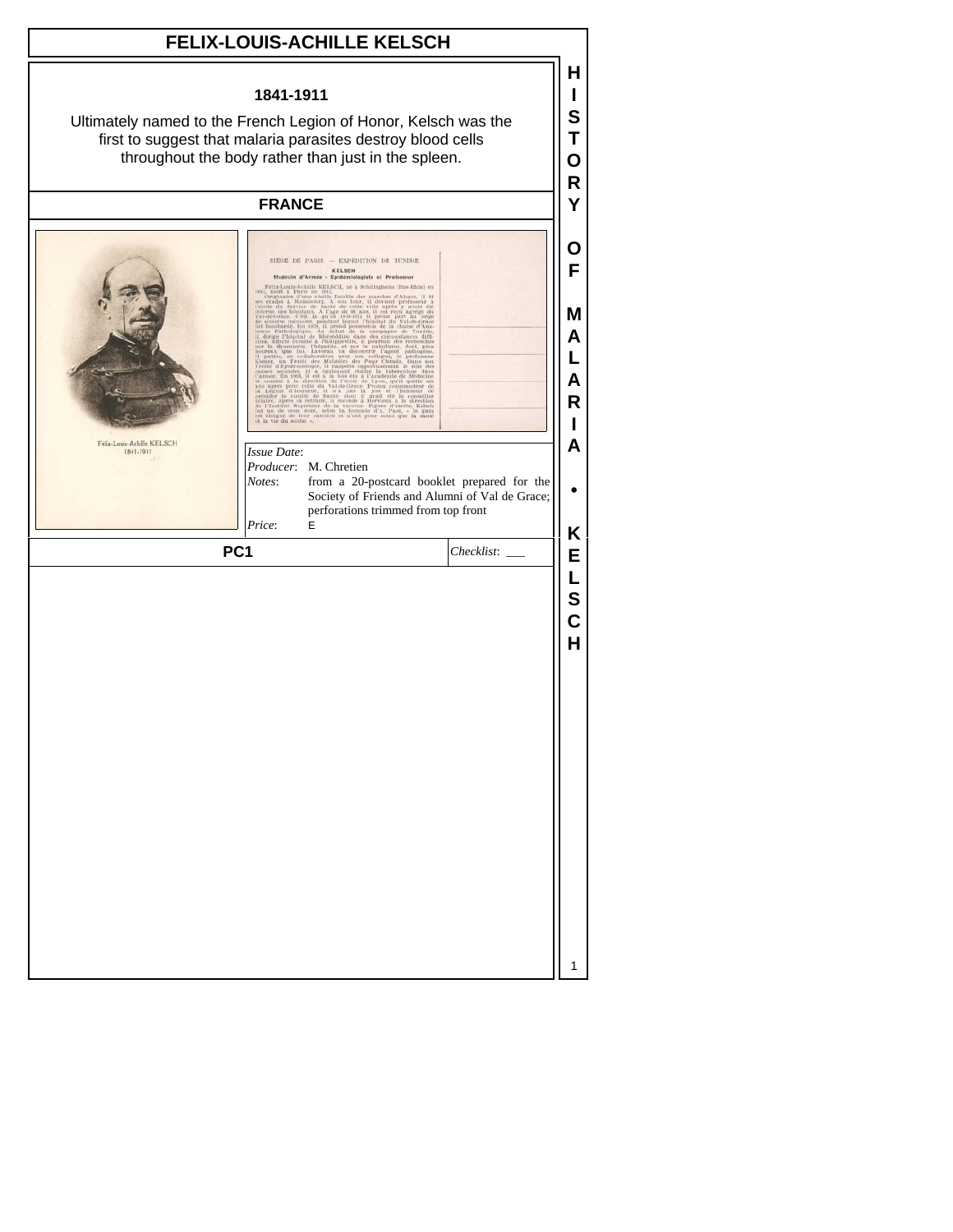# FELIX-LOUIS-ACHILLE KELSCH

**1841-1911**

Ultimately named to the French Legion of Honor, Kelsch was the first to suggest that malaria parasites destroy blood cells throughout the body rather than just in the spleen.

**FRANCE**

*Issue Date*:

*Producer*: M. Chretien

*Notes*: from a 20-postcard booklet prepared for the Society of Friends and Alumni of Val de Grace; perforations trimmed from top front

*Price*: E

**PC1**

*Checklist*: ___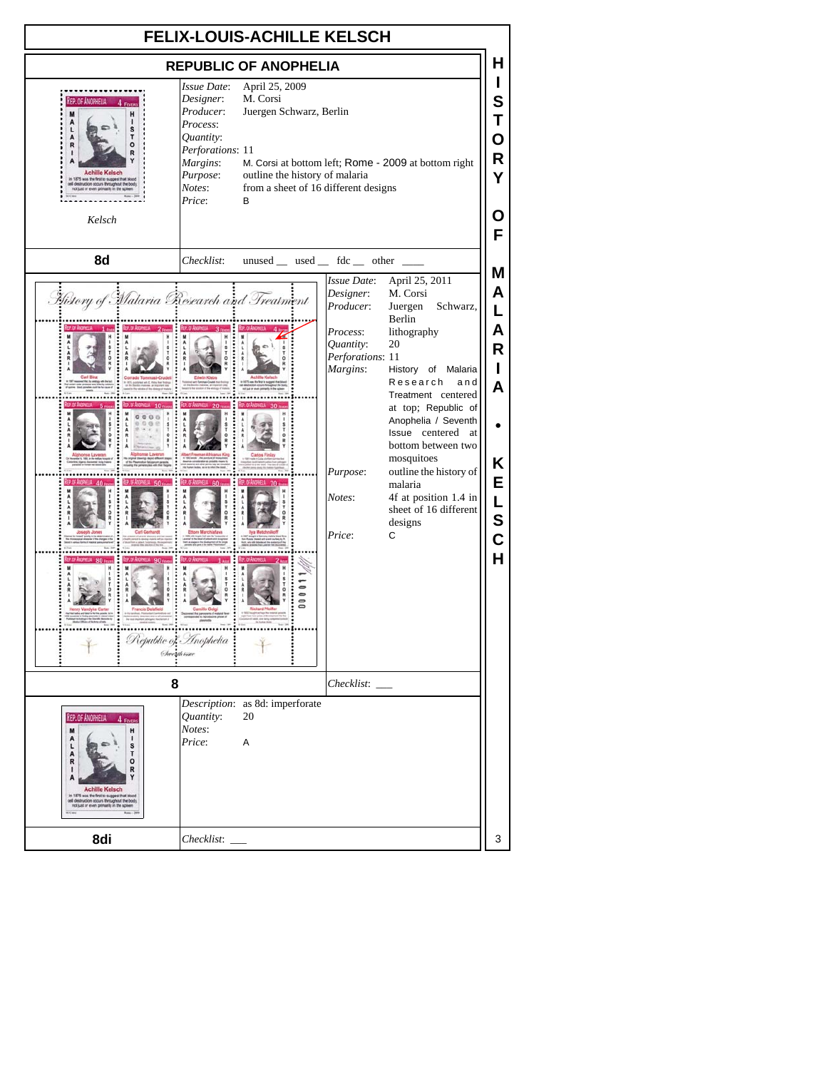# FELIX-LOUIS-ACHILLE KELSCH

## REPUBLIC OF ANOPHELIA

Kelsch

| | |
|---|---|
| *Issue Date*: | April 25, 2009 |
| *Designer*: | M. Corsi |
| *Producer*: | Juergen Schwarz, Berlin |
| *Process*: | |
| *Quantity*: | |
| *Perforations*: | 11 |
| *Margins*: | M. Corsi at bottom left; Rome - 2009 at bottom right |
| *Purpose*: | outline the history of malaria |
| *Notes*: | from a sheet of 16 different designs |
| *Price*: | B |

**8d** *Checklist*: unused __ used __ fdc __ other ____

| | |
|---|---|
| *Issue Date*: | April 25, 2011 |
| *Designer*: | M. Corsi |
| *Producer*: | Juergen Schwarz, Berlin |
| *Process*: | lithography |
| *Quantity*: | 20 |
| *Perforations*: | 11 |
| *Margins*: | History of Malaria Research and Treatment centered at top; Republic of Anophelia / Seventh Issue centered at bottom between two mosquitoes |
| *Purpose*: | outline the history of malaria |
| *Notes*: | 4f at position 1.4 in sheet of 16 different designs |
| *Price*: | C |

**8** *Checklist*: ___

| | |
|---|---|
| *Description*: | as 8d: imperforate |
| *Quantity*: | 20 |
| *Notes*: | |
| *Price*: | A |

**8di** *Checklist*: ___

HISTORY OF MALARIA • KELSCH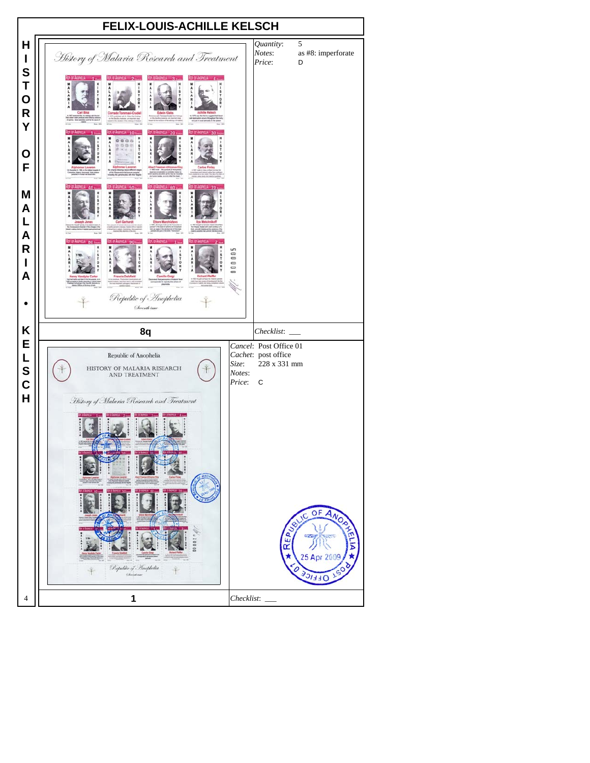# FELIX-LOUIS-ACHILLE KELSCH

HISTORY OF MALARIA • KELSCH

History of Malaria Research and Treatment

Republic of Anophelia

Seventh issue

*Quantity*: 5

*Notes*: as #8: imperforate

*Price*: D

**8q**

*Checklist*: ___

Republic of Anophelia

HISTORY OF MALARIA RESEARCH AND TREATMENT

*Cancel*: Post Office 01

*Cachet*: post office

*Size*: 228 x 331 mm

*Notes*:

*Price*: C

REPUBLIC OF ANOPHELIA

25 Apr 2009

POST OFFICE 01

**1**

*Checklist*: ___